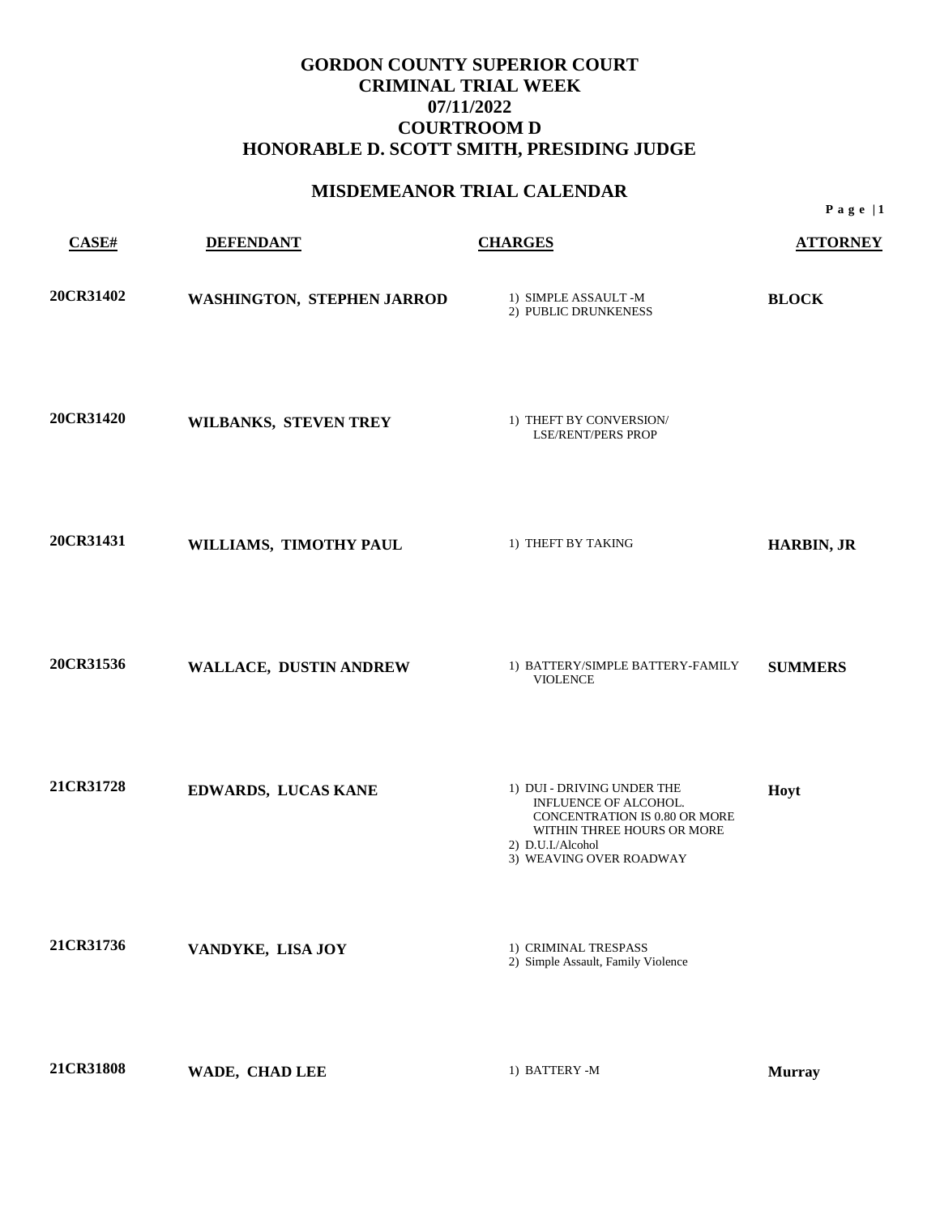# GORDON COUNTY SUPERIOR COURT
# CRIMINAL TRIAL WEEK
# 07/11/2022
# COURTROOM D
# HONORABLE D. SCOTT SMITH, PRESIDING JUDGE

## MISDEMEANOR TRIAL CALENDAR

| CASE# | DEFENDANT | CHARGES | ATTORNEY |
|---|---|---|---|
| 20CR31402 | WASHINGTON, STEPHEN JARROD | 1) SIMPLE ASSAULT -M<br>2) PUBLIC DRUNKENESS | BLOCK |
| 20CR31420 | WILBANKS, STEVEN TREY | 1) THEFT BY CONVERSION/ LSE/RENT/PERS PROP | |
| 20CR31431 | WILLIAMS, TIMOTHY PAUL | 1) THEFT BY TAKING | HARBIN, JR |
| 20CR31536 | WALLACE, DUSTIN ANDREW | 1) BATTERY/SIMPLE BATTERY-FAMILY VIOLENCE | SUMMERS |
| 21CR31728 | EDWARDS, LUCAS KANE | 1) DUI - DRIVING UNDER THE INFLUENCE OF ALCOHOL. CONCENTRATION IS 0.80 OR MORE WITHIN THREE HOURS OR MORE<br>2) D.U.I./Alcohol<br>3) WEAVING OVER ROADWAY | Hoyt |
| 21CR31736 | VANDYKE, LISA JOY | 1) CRIMINAL TRESPASS<br>2) Simple Assault, Family Violence | |
| 21CR31808 | WADE, CHAD LEE | 1) BATTERY -M | Murray |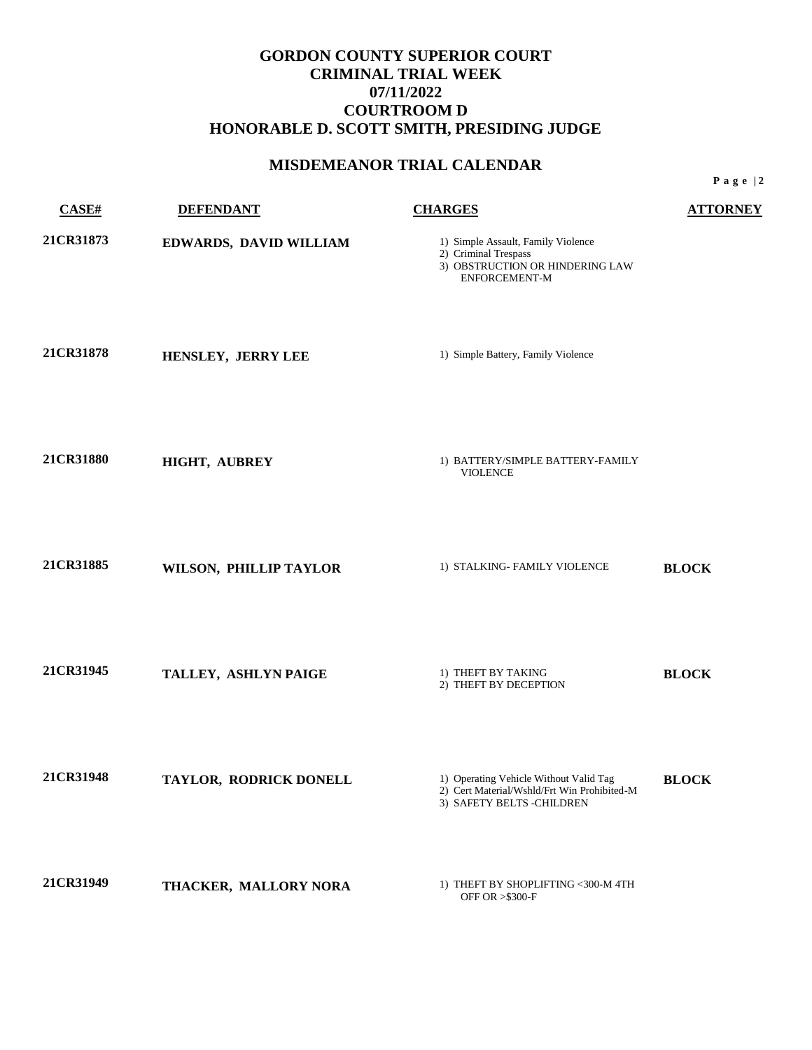# GORDON COUNTY SUPERIOR COURT
# CRIMINAL TRIAL WEEK
# 07/11/2022
# COURTROOM D
# HONORABLE D. SCOTT SMITH, PRESIDING JUDGE

## MISDEMEANOR TRIAL CALENDAR

| CASE# | DEFENDANT | CHARGES | ATTORNEY |
|---|---|---|---|
| 21CR31873 | EDWARDS, DAVID WILLIAM | 1) Simple Assault, Family Violence<br>2) Criminal Trespass<br>3) OBSTRUCTION OR HINDERING LAW ENFORCEMENT-M | |
| 21CR31878 | HENSLEY, JERRY LEE | 1) Simple Battery, Family Violence | |
| 21CR31880 | HIGHT, AUBREY | 1) BATTERY/SIMPLE BATTERY-FAMILY VIOLENCE | |
| 21CR31885 | WILSON, PHILLIP TAYLOR | 1) STALKING- FAMILY VIOLENCE | BLOCK |
| 21CR31945 | TALLEY, ASHLYN PAIGE | 1) THEFT BY TAKING<br>2) THEFT BY DECEPTION | BLOCK |
| 21CR31948 | TAYLOR, RODRICK DONELL | 1) Operating Vehicle Without Valid Tag<br>2) Cert Material/Wshld/Frt Win Prohibited-M<br>3) SAFETY BELTS -CHILDREN | BLOCK |
| 21CR31949 | THACKER, MALLORY NORA | 1) THEFT BY SHOPLIFTING <300-M 4TH OFF OR >$300-F | |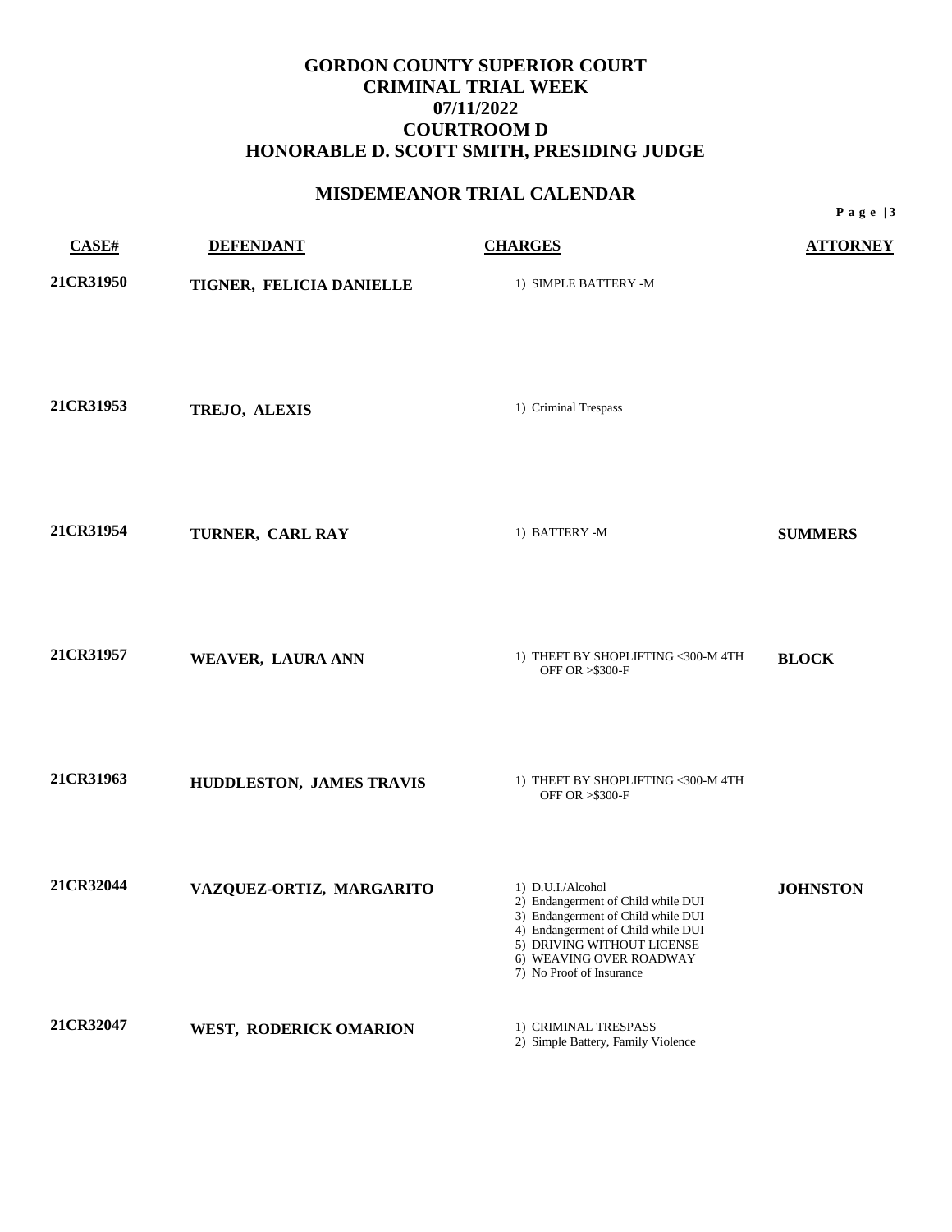# GORDON COUNTY SUPERIOR COURT
# CRIMINAL TRIAL WEEK
# 07/11/2022
# COURTROOM D
# HONORABLE D. SCOTT SMITH, PRESIDING JUDGE

## MISDEMEANOR TRIAL CALENDAR

| CASE# | DEFENDANT | CHARGES | ATTORNEY |
|---|---|---|---|
| 21CR31950 | TIGNER, FELICIA DANIELLE | 1) SIMPLE BATTERY -M | |
| 21CR31953 | TREJO, ALEXIS | 1) Criminal Trespass | |
| 21CR31954 | TURNER, CARL RAY | 1) BATTERY -M | SUMMERS |
| 21CR31957 | WEAVER, LAURA ANN | 1) THEFT BY SHOPLIFTING <300-M 4TH OFF OR >$300-F | BLOCK |
| 21CR31963 | HUDDLESTON, JAMES TRAVIS | 1) THEFT BY SHOPLIFTING <300-M 4TH OFF OR >$300-F | |
| 21CR32044 | VAZQUEZ-ORTIZ, MARGARITO | 1) D.U.I./Alcohol<br>2) Endangerment of Child while DUI<br>3) Endangerment of Child while DUI<br>4) Endangerment of Child while DUI<br>5) DRIVING WITHOUT LICENSE<br>6) WEAVING OVER ROADWAY<br>7) No Proof of Insurance | JOHNSTON |
| 21CR32047 | WEST, RODERICK OMARION | 1) CRIMINAL TRESPASS<br>2) Simple Battery, Family Violence | |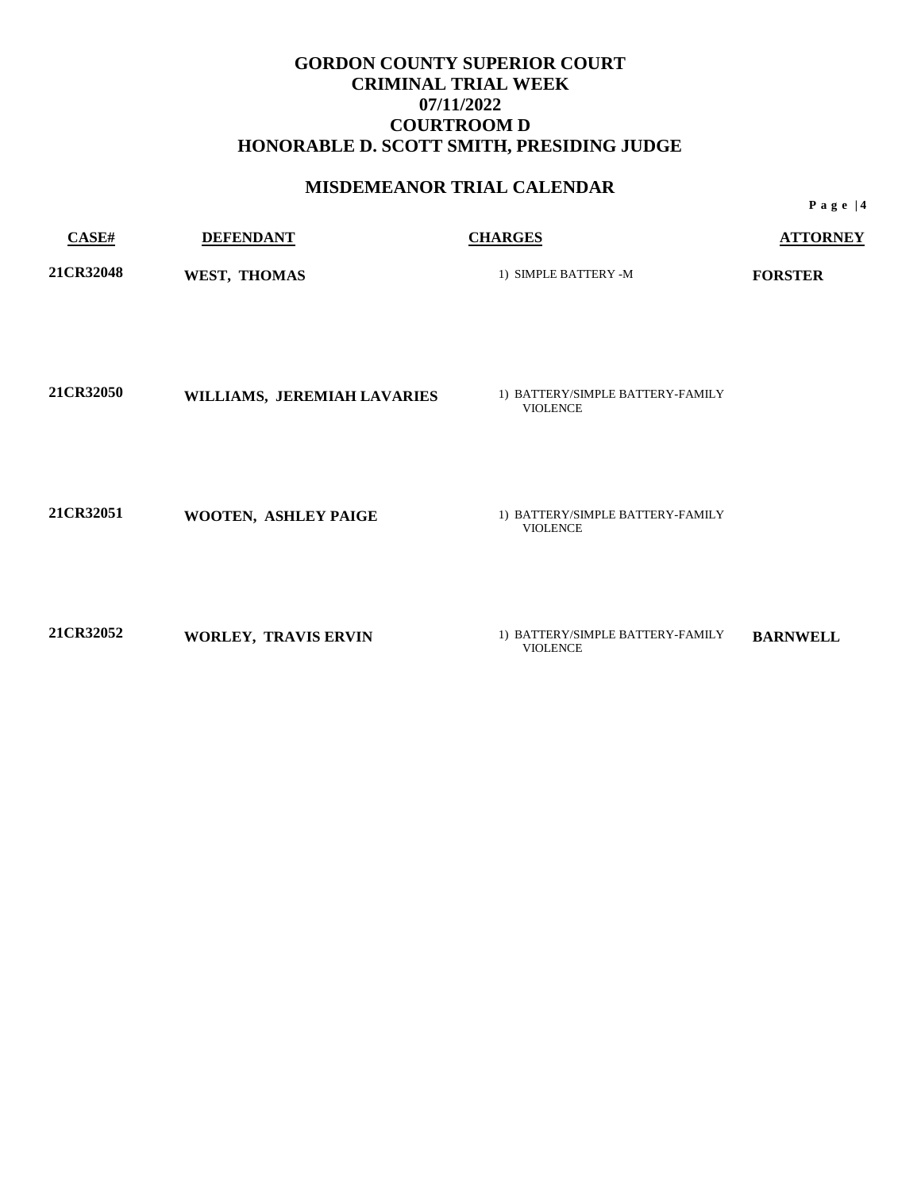# GORDON COUNTY SUPERIOR COURT
# CRIMINAL TRIAL WEEK
# 07/11/2022
# COURTROOM D
# HONORABLE D. SCOTT SMITH, PRESIDING JUDGE

## MISDEMEANOR TRIAL CALENDAR

| CASE# | DEFENDANT | CHARGES | ATTORNEY |
| --- | --- | --- | --- |
| 21CR32048 | WEST, THOMAS | 1) SIMPLE BATTERY -M | FORSTER |
| 21CR32050 | WILLIAMS, JEREMIAH LAVARIES | 1) BATTERY/SIMPLE BATTERY-FAMILY VIOLENCE | |
| 21CR32051 | WOOTEN, ASHLEY PAIGE | 1) BATTERY/SIMPLE BATTERY-FAMILY VIOLENCE | |
| 21CR32052 | WORLEY, TRAVIS ERVIN | 1) BATTERY/SIMPLE BATTERY-FAMILY VIOLENCE | BARNWELL |